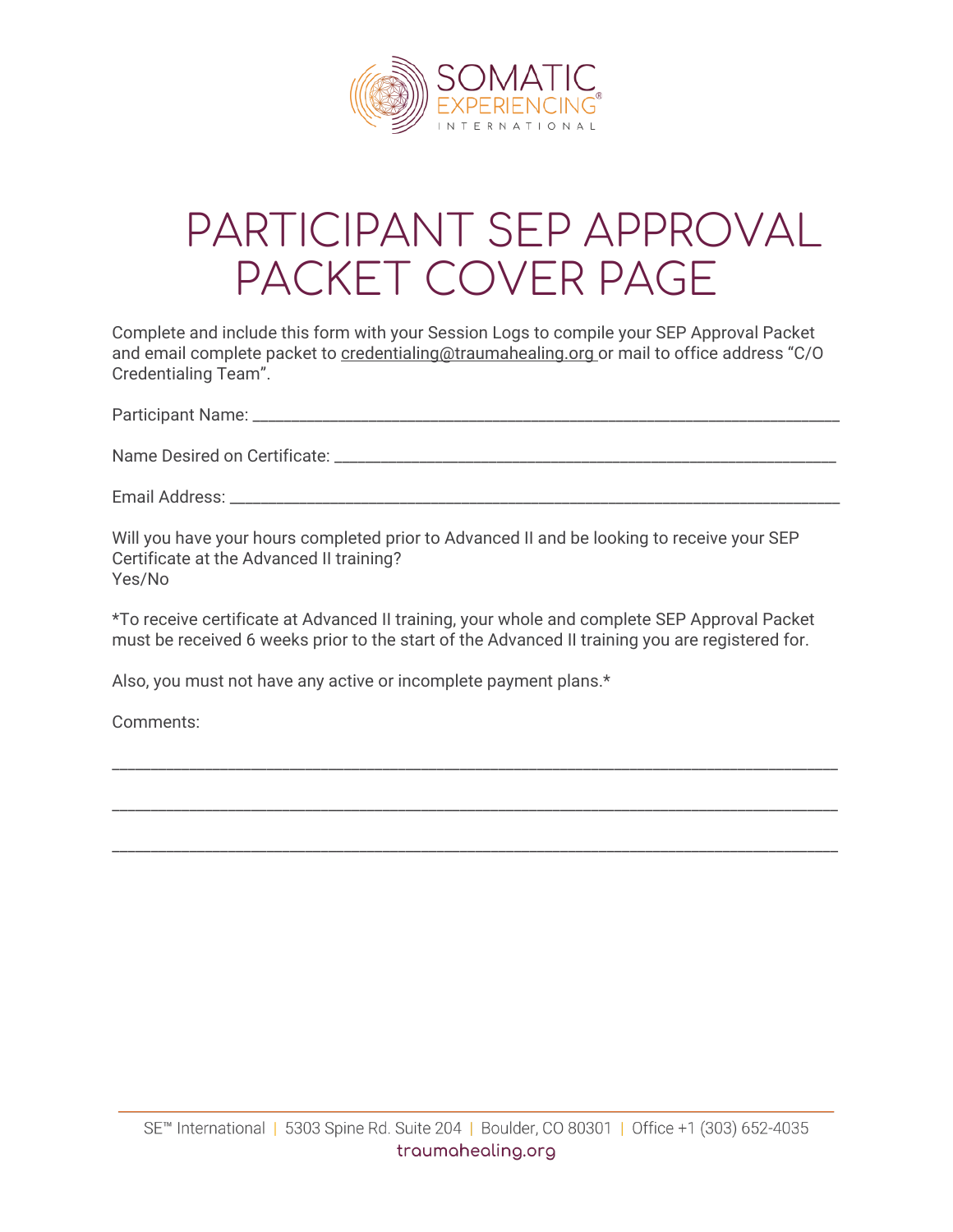# PARTICIPANT SEP APPROVAL PACKET COVER PAGE

Complete and include this form with your Session Logs to compile your SEP Approval Packet and email complete packet to credentialing@traumahealing.org or mail to office address "C/O Credentialing Team".

Participant Name: ______________________________________________________________

Name Desired on Certificate: _____________________________________________________

Email Address: _________________________________________________________________

Will you have your hours completed prior to Advanced II and be looking to receive your SEP Certificate at the Advanced II training?
Yes/No

*To receive certificate at Advanced II training, your whole and complete SEP Approval Packet must be received 6 weeks prior to the start of the Advanced II training you are registered for.

Also, you must not have any active or incomplete payment plans.*

Comments:

________________________________________________________________________________

________________________________________________________________________________

________________________________________________________________________________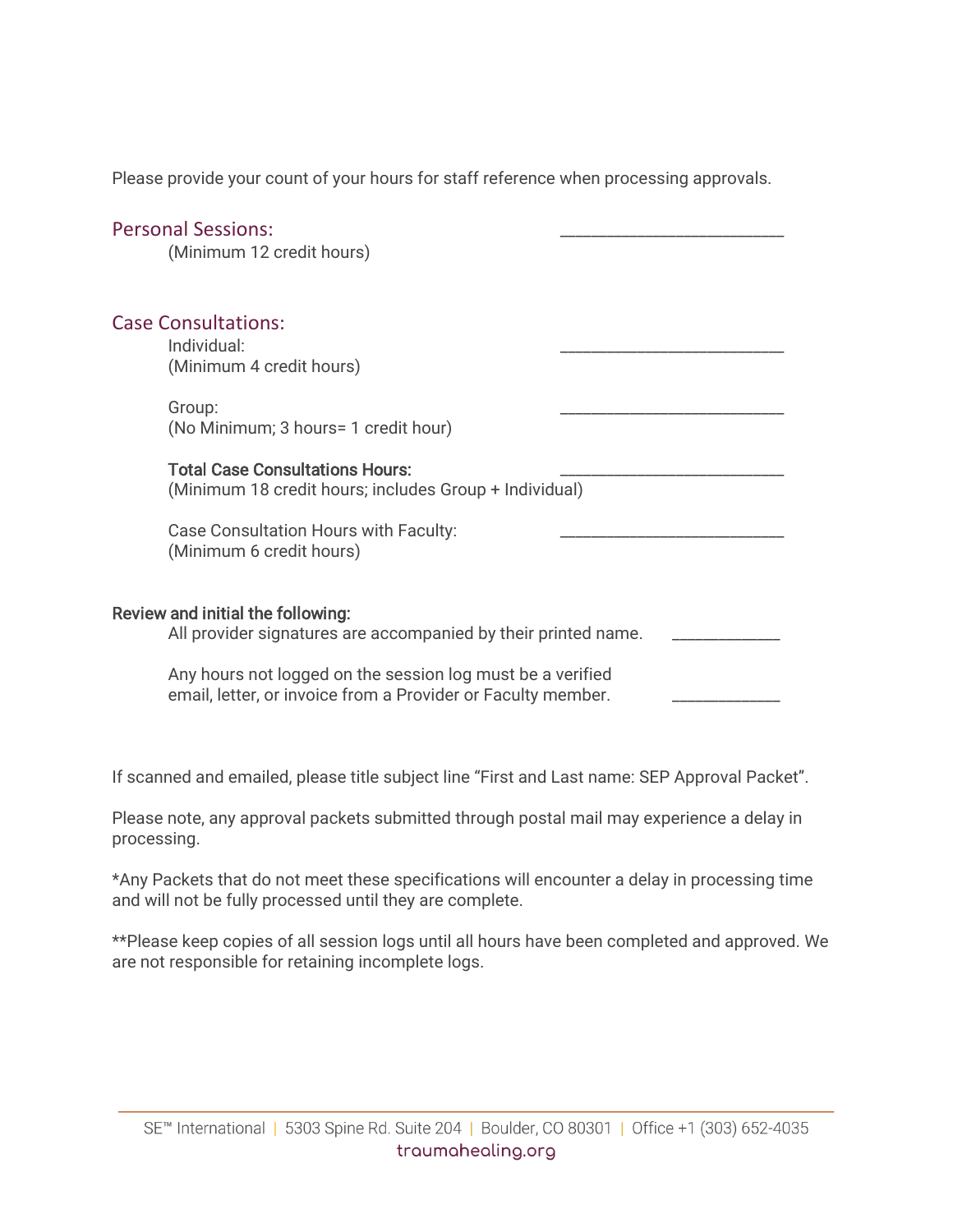Please provide your count of your hours for staff reference when processing approvals.

## Personal Sessions: ___________________________

(Minimum 12 credit hours)

## Case Consultations:

Individual: ___________________________
(Minimum 4 credit hours)

Group: ___________________________
(No Minimum; 3 hours= 1 credit hour)

**Total Case Consultations Hours:** ___________________________
(Minimum 18 credit hours; includes Group + Individual)

Case Consultation Hours with Faculty: ___________________________
(Minimum 6 credit hours)

**Review and initial the following:**

All provider signatures are accompanied by their printed name. _____________

Any hours not logged on the session log must be a verified email, letter, or invoice from a Provider or Faculty member. _____________

If scanned and emailed, please title subject line "First and Last name: SEP Approval Packet".

Please note, any approval packets submitted through postal mail may experience a delay in processing.

*Any Packets that do not meet these specifications will encounter a delay in processing time and will not be fully processed until they are complete.

**Please keep copies of all session logs until all hours have been completed and approved. We are not responsible for retaining incomplete logs.